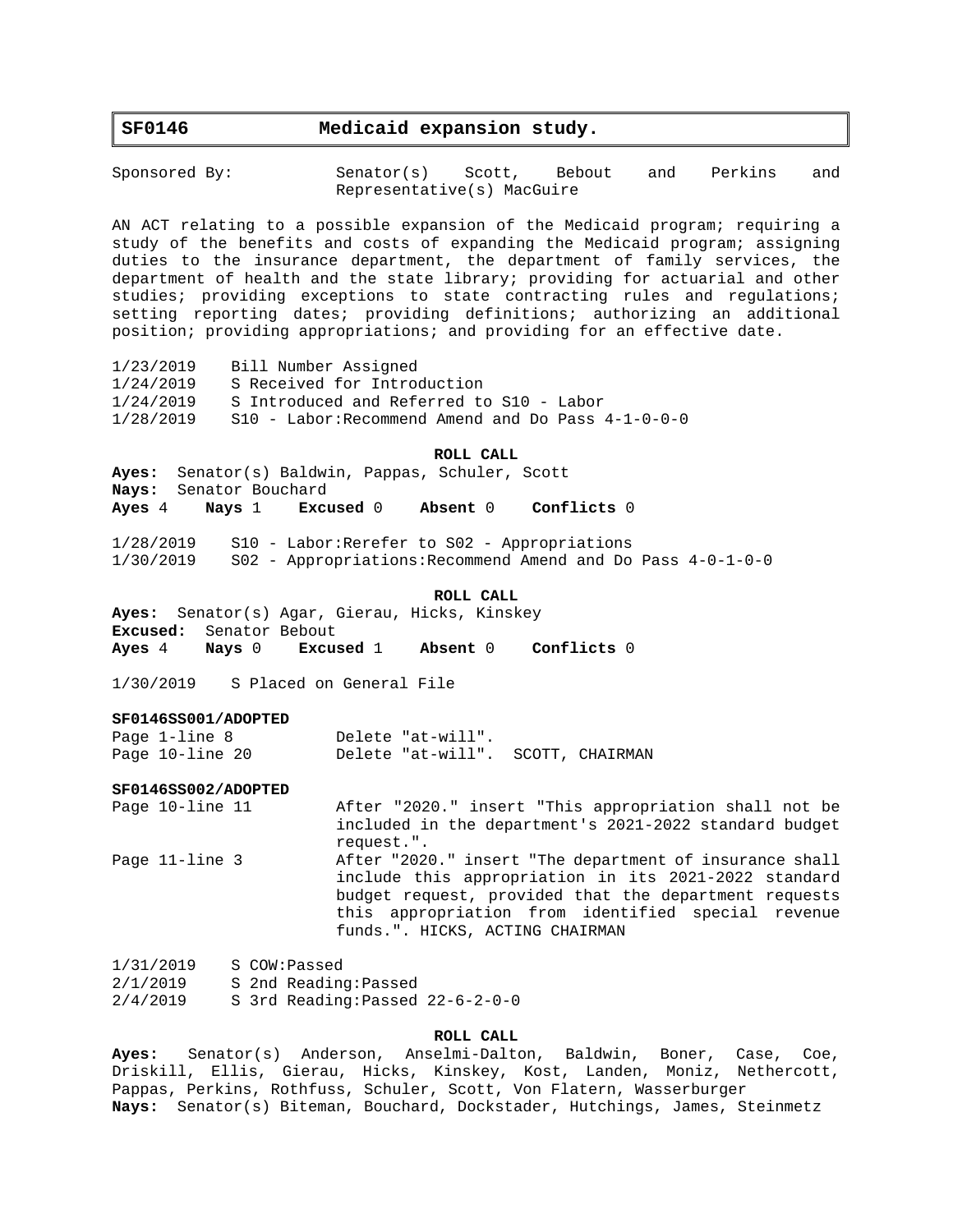# SF0146 Medicaid expansion study.

Sponsored By: Senator(s) Scott, Bebout and Perkins and Representative(s) MacGuire

AN ACT relating to a possible expansion of the Medicaid program; requiring a study of the benefits and costs of expanding the Medicaid program; assigning duties to the insurance department, the department of family services, the department of health and the state library; providing for actuarial and other studies; providing exceptions to state contracting rules and regulations; setting reporting dates; providing definitions; authorizing an additional position; providing appropriations; and providing for an effective date.

1/23/2019 Bill Number Assigned
1/24/2019 S Received for Introduction
1/24/2019 S Introduced and Referred to S10 - Labor
1/28/2019 S10 - Labor:Recommend Amend and Do Pass 4-1-0-0-0

**ROLL CALL**

**Ayes:** Senator(s) Baldwin, Pappas, Schuler, Scott
**Nays:** Senator Bouchard
**Ayes** 4 **Nays** 1 **Excused** 0 **Absent** 0 **Conflicts** 0

1/28/2019 S10 - Labor:Rerefer to S02 - Appropriations
1/30/2019 S02 - Appropriations:Recommend Amend and Do Pass 4-0-1-0-0

**ROLL CALL**

**Ayes:** Senator(s) Agar, Gierau, Hicks, Kinskey
**Excused:** Senator Bebout
**Ayes** 4 **Nays** 0 **Excused** 1 **Absent** 0 **Conflicts** 0

1/30/2019 S Placed on General File

**SF0146SS001/ADOPTED**

Page 1-line 8 Delete "at-will".
Page 10-line 20 Delete "at-will". SCOTT, CHAIRMAN

**SF0146SS002/ADOPTED**

Page 10-line 11 After "2020." insert "This appropriation shall not be included in the department's 2021-2022 standard budget request.".
Page 11-line 3 After "2020." insert "The department of insurance shall include this appropriation in its 2021-2022 standard budget request, provided that the department requests this appropriation from identified special revenue funds.". HICKS, ACTING CHAIRMAN

1/31/2019 S COW:Passed
2/1/2019 S 2nd Reading:Passed
2/4/2019 S 3rd Reading:Passed 22-6-2-0-0

**ROLL CALL**

**Ayes:** Senator(s) Anderson, Anselmi-Dalton, Baldwin, Boner, Case, Coe, Driskill, Ellis, Gierau, Hicks, Kinskey, Kost, Landen, Moniz, Nethercott, Pappas, Perkins, Rothfuss, Schuler, Scott, Von Flatern, Wasserburger
**Nays:** Senator(s) Biteman, Bouchard, Dockstader, Hutchings, James, Steinmetz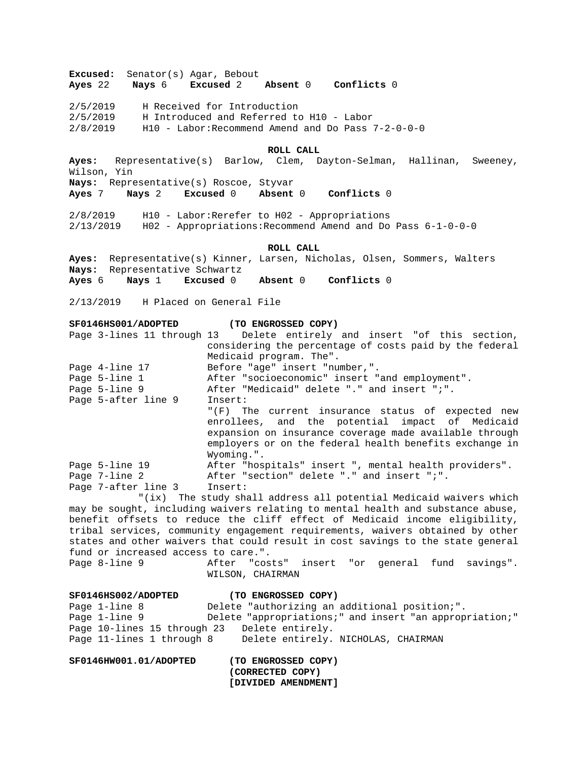**Excused:** Senator(s) Agar, Bebout
**Ayes** 22 **Nays** 6 **Excused** 2 **Absent** 0 **Conflicts** 0

2/5/2019 H Received for Introduction
2/5/2019 H Introduced and Referred to H10 - Labor
2/8/2019 H10 - Labor:Recommend Amend and Do Pass 7-2-0-0-0

**ROLL CALL**

**Ayes:** Representative(s) Barlow, Clem, Dayton-Selman, Hallinan, Sweeney, Wilson, Yin
**Nays:** Representative(s) Roscoe, Styvar
**Ayes** 7 **Nays** 2 **Excused** 0 **Absent** 0 **Conflicts** 0

2/8/2019 H10 - Labor:Rerefer to H02 - Appropriations
2/13/2019 H02 - Appropriations:Recommend Amend and Do Pass 6-1-0-0-0

**ROLL CALL**

**Ayes:** Representative(s) Kinner, Larsen, Nicholas, Olsen, Sommers, Walters
**Nays:** Representative Schwartz
**Ayes** 6 **Nays** 1 **Excused** 0 **Absent** 0 **Conflicts** 0

2/13/2019 H Placed on General File

**SF0146HS001/ADOPTED (TO ENGROSSED COPY)**

Page 3-lines 11 through 13 Delete entirely and insert "of this section, considering the percentage of costs paid by the federal Medicaid program. The".

Page 4-line 17 Before "age" insert "number,".

Page 5-line 1 After "socioeconomic" insert "and employment".

Page 5-line 9 After "Medicaid" delete "." and insert ";".

Page 5-after line 9 Insert:
"(F) The current insurance status of expected new enrollees, and the potential impact of Medicaid expansion on insurance coverage made available through employers or on the federal health benefits exchange in Wyoming.".

Page 5-line 19 After "hospitals" insert ", mental health providers".

Page 7-line 2 After "section" delete "." and insert ";".

Page 7-after line 3 Insert:
"(ix) The study shall address all potential Medicaid waivers which may be sought, including waivers relating to mental health and substance abuse, benefit offsets to reduce the cliff effect of Medicaid income eligibility, tribal services, community engagement requirements, waivers obtained by other states and other waivers that could result in cost savings to the state general fund or increased access to care.".

Page 8-line 9 After "costs" insert "or general fund savings". WILSON, CHAIRMAN

**SF0146HS002/ADOPTED (TO ENGROSSED COPY)**

Page 1-line 8 Delete "authorizing an additional position;".

Page 1-line 9 Delete "appropriations;" and insert "an appropriation;"

Page 10-lines 15 through 23 Delete entirely.

Page 11-lines 1 through 8 Delete entirely. NICHOLAS, CHAIRMAN

**SF0146HW001.01/ADOPTED (TO ENGROSSED COPY)**
**(CORRECTED COPY)**
**[DIVIDED AMENDMENT]**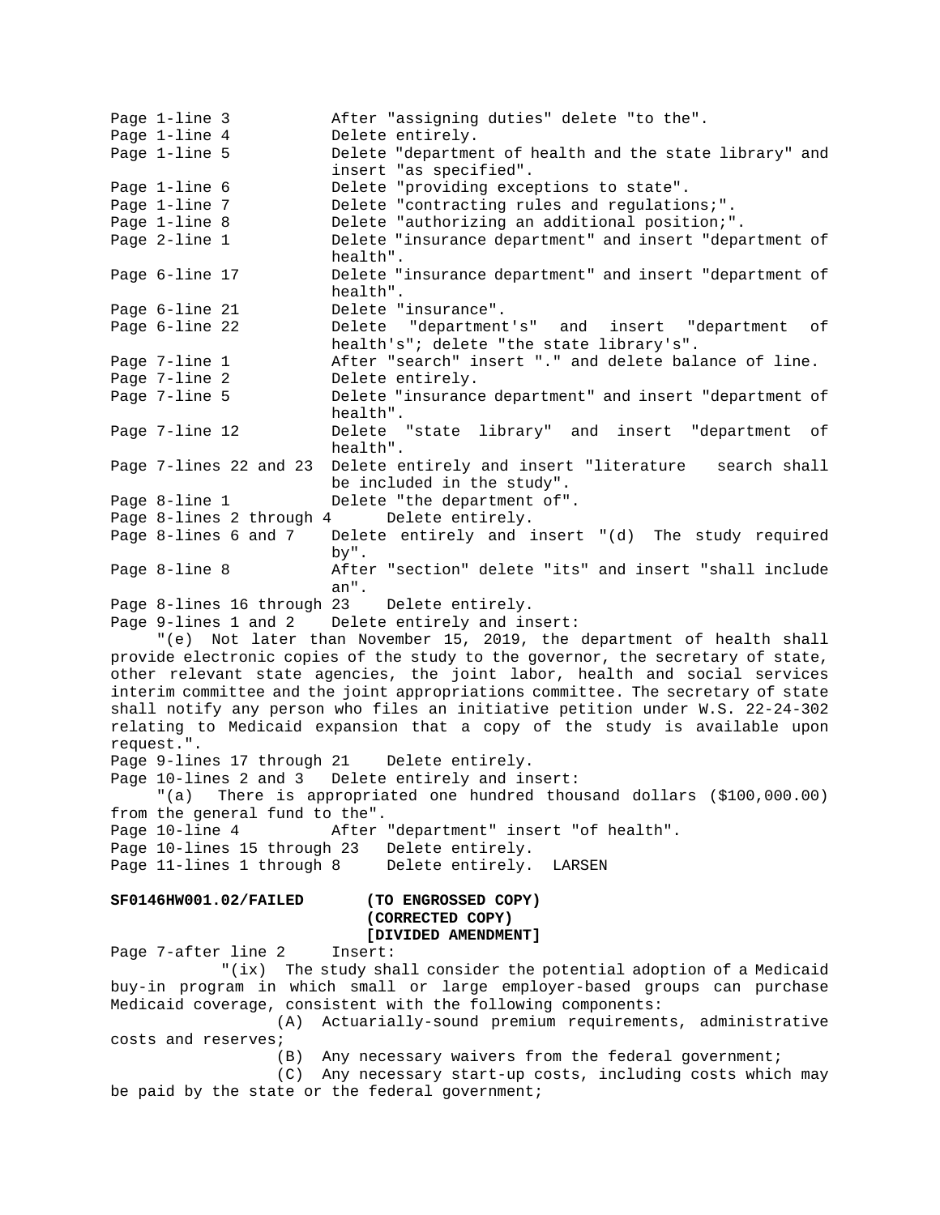Page 1-line 3 After "assigning duties" delete "to the".
Page 1-line 4 Delete entirely.
Page 1-line 5 Delete "department of health and the state library" and insert "as specified".
Page 1-line 6 Delete "providing exceptions to state".
Page 1-line 7 Delete "contracting rules and regulations;".
Page 1-line 8 Delete "authorizing an additional position;".
Page 2-line 1 Delete "insurance department" and insert "department of health".
Page 6-line 17 Delete "insurance department" and insert "department of health".
Page 6-line 21 Delete "insurance".
Page 6-line 22 Delete "department's" and insert "department of health's"; delete "the state library's".
Page 7-line 1 After "search" insert "." and delete balance of line.
Page 7-line 2 Delete entirely.
Page 7-line 5 Delete "insurance department" and insert "department of health".
Page 7-line 12 Delete "state library" and insert "department of health".
Page 7-lines 22 and 23 Delete entirely and insert "literature search shall be included in the study".
Page 8-line 1 Delete "the department of".
Page 8-lines 2 through 4 Delete entirely.
Page 8-lines 6 and 7 Delete entirely and insert "(d) The study required by".
Page 8-line 8 After "section" delete "its" and insert "shall include an".
Page 8-lines 16 through 23 Delete entirely.
Page 9-lines 1 and 2 Delete entirely and insert:

"(e) Not later than November 15, 2019, the department of health shall provide electronic copies of the study to the governor, the secretary of state, other relevant state agencies, the joint labor, health and social services interim committee and the joint appropriations committee. The secretary of state shall notify any person who files an initiative petition under W.S. 22-24-302 relating to Medicaid expansion that a copy of the study is available upon request.".

Page 9-lines 17 through 21 Delete entirely.
Page 10-lines 2 and 3 Delete entirely and insert:

"(a) There is appropriated one hundred thousand dollars ($100,000.00) from the general fund to the".

Page 10-line 4 After "department" insert "of health".
Page 10-lines 15 through 23 Delete entirely.
Page 11-lines 1 through 8 Delete entirely. LARSEN

**SF0146HW001.02/FAILED (TO ENGROSSED COPY) (CORRECTED COPY) [DIVIDED AMENDMENT]**

Page 7-after line 2 Insert:

"(ix) The study shall consider the potential adoption of a Medicaid buy-in program in which small or large employer-based groups can purchase Medicaid coverage, consistent with the following components:

(A) Actuarially-sound premium requirements, administrative costs and reserves;

(B) Any necessary waivers from the federal government;

(C) Any necessary start-up costs, including costs which may be paid by the state or the federal government;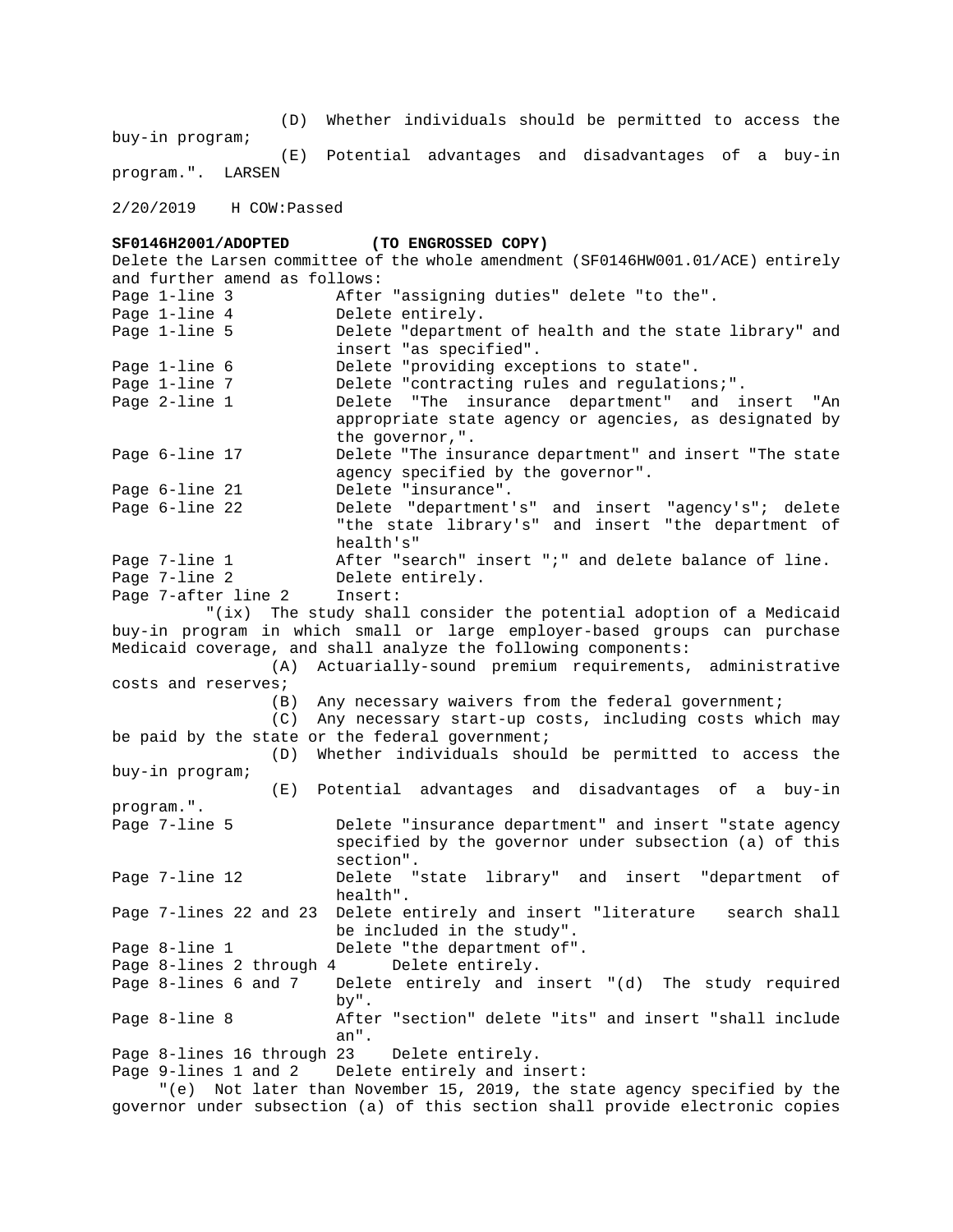(D) Whether individuals should be permitted to access the buy-in program;

(E) Potential advantages and disadvantages of a buy-in program.". LARSEN

2/20/2019 H COW:Passed

**SF0146H2001/ADOPTED (TO ENGROSSED COPY)**

Delete the Larsen committee of the whole amendment (SF0146HW001.01/ACE) entirely and further amend as follows:

Page 1-line 3 After "assigning duties" delete "to the".

Page 1-line 4 Delete entirely.

Page 1-line 5 Delete "department of health and the state library" and insert "as specified".

Page 1-line 6 Delete "providing exceptions to state".

Page 1-line 7 Delete "contracting rules and regulations;".

Page 2-line 1 Delete "The insurance department" and insert "An appropriate state agency or agencies, as designated by the governor,".

Page 6-line 17 Delete "The insurance department" and insert "The state agency specified by the governor".

Page 6-line 21 Delete "insurance".

Page 6-line 22 Delete "department's" and insert "agency's"; delete "the state library's" and insert "the department of health's"

Page 7-line 1 After "search" insert ";" and delete balance of line.

Page 7-line 2 Delete entirely.

Page 7-after line 2 Insert:

"(ix) The study shall consider the potential adoption of a Medicaid buy-in program in which small or large employer-based groups can purchase Medicaid coverage, and shall analyze the following components:

(A) Actuarially-sound premium requirements, administrative costs and reserves;

(B) Any necessary waivers from the federal government;

(C) Any necessary start-up costs, including costs which may be paid by the state or the federal government;

(D) Whether individuals should be permitted to access the buy-in program;

(E) Potential advantages and disadvantages of a buy-in program.".

Page 7-line 5 Delete "insurance department" and insert "state agency specified by the governor under subsection (a) of this section".

Page 7-line 12 Delete "state library" and insert "department of health".

Page 7-lines 22 and 23 Delete entirely and insert "literature search shall be included in the study".

Page 8-line 1 Delete "the department of".

Page 8-lines 2 through 4 Delete entirely.

Page 8-lines 6 and 7 Delete entirely and insert "(d) The study required by".

Page 8-line 8 After "section" delete "its" and insert "shall include an".

Page 8-lines 16 through 23 Delete entirely.

Page 9-lines 1 and 2 Delete entirely and insert:

"(e) Not later than November 15, 2019, the state agency specified by the governor under subsection (a) of this section shall provide electronic copies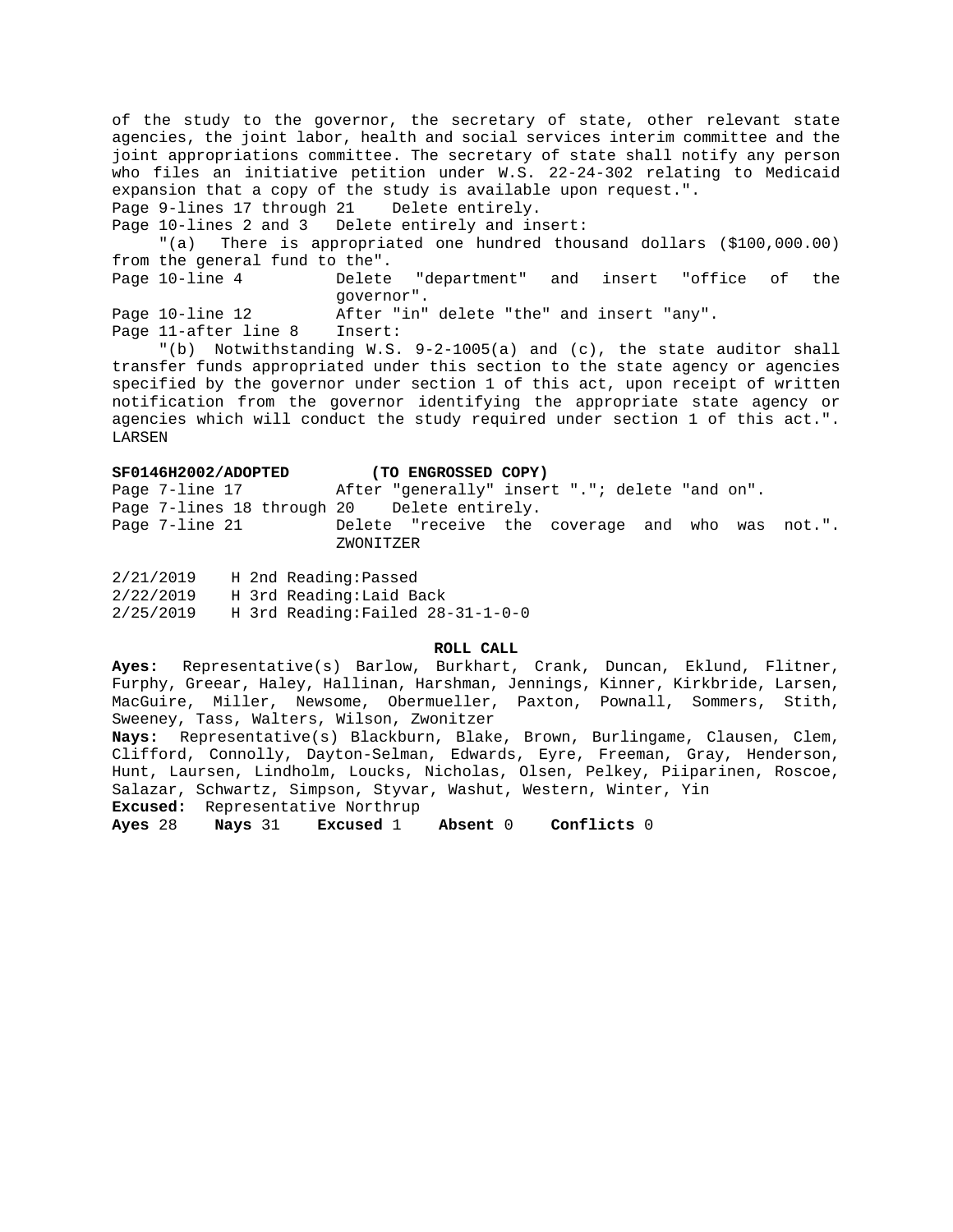of the study to the governor, the secretary of state, other relevant state agencies, the joint labor, health and social services interim committee and the joint appropriations committee. The secretary of state shall notify any person who files an initiative petition under W.S. 22-24-302 relating to Medicaid expansion that a copy of the study is available upon request.".

Page 9-lines 17 through 21 Delete entirely.

Page 10-lines 2 and 3 Delete entirely and insert:

"(a) There is appropriated one hundred thousand dollars ($100,000.00) from the general fund to the".

Page 10-line 4 Delete "department" and insert "office of the governor".

Page 10-line 12 After "in" delete "the" and insert "any".

Page 11-after line 8 Insert:

"(b) Notwithstanding W.S. 9-2-1005(a) and (c), the state auditor shall transfer funds appropriated under this section to the state agency or agencies specified by the governor under section 1 of this act, upon receipt of written notification from the governor identifying the appropriate state agency or agencies which will conduct the study required under section 1 of this act.". LARSEN

**SF0146H2002/ADOPTED (TO ENGROSSED COPY)**

Page 7-line 17 After "generally" insert "."; delete "and on".

Page 7-lines 18 through 20 Delete entirely.

Page 7-line 21 Delete "receive the coverage and who was not.". ZWONITZER

2/21/2019 H 2nd Reading:Passed

2/22/2019 H 3rd Reading:Laid Back

2/25/2019 H 3rd Reading:Failed 28-31-1-0-0

**ROLL CALL**

**Ayes:** Representative(s) Barlow, Burkhart, Crank, Duncan, Eklund, Flitner, Furphy, Greear, Haley, Hallinan, Harshman, Jennings, Kinner, Kirkbride, Larsen, MacGuire, Miller, Newsome, Obermueller, Paxton, Pownall, Sommers, Stith, Sweeney, Tass, Walters, Wilson, Zwonitzer

**Nays:** Representative(s) Blackburn, Blake, Brown, Burlingame, Clausen, Clem, Clifford, Connolly, Dayton-Selman, Edwards, Eyre, Freeman, Gray, Henderson, Hunt, Laursen, Lindholm, Loucks, Nicholas, Olsen, Pelkey, Piiparinen, Roscoe, Salazar, Schwartz, Simpson, Styvar, Washut, Western, Winter, Yin

**Excused:** Representative Northrup

**Ayes** 28 **Nays** 31 **Excused** 1 **Absent** 0 **Conflicts** 0